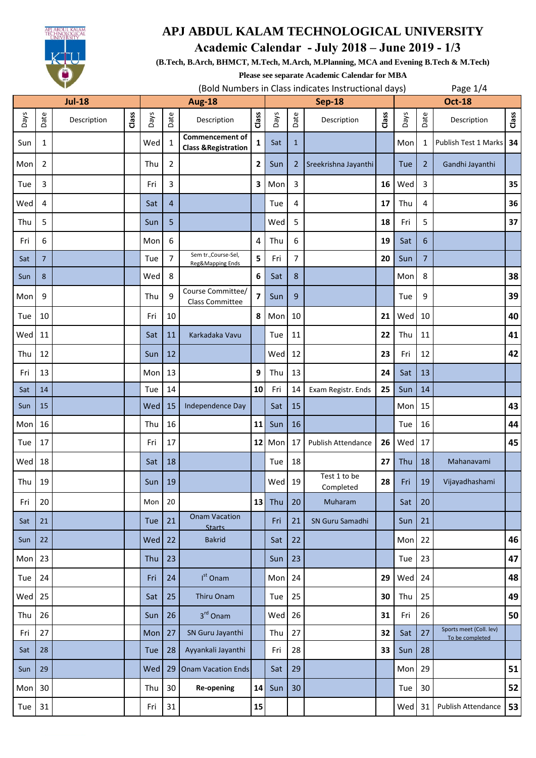# APJ ABDUL KALAM TECHNOLOGICAL UNIVERSITY

## Academic Calendar - July 2018 – June 2019 - 1/3

**(B.Tech, B.Arch, BHMCT, M.Tech, M.Arch, M.Planning, MCA and Evening B.Tech & M.Tech)**

**Please see separate Academic Calendar for MBA**

(Bold Numbers in Class indicates Instructional days)

| Jul-18 | | | | Aug-18 | | | | Sep-18 | | | | Oct-18 | | | |
|---|---|---|---|---|---|---|---|---|---|---|---|---|---|---|---|
| Days | Date | Description | Class | Days | Date | Description | Class | Days | Date | Description | Class | Days | Date | Description | Class |
| Sun | 1 | | | Wed | 1 | **Commencement of Class &Registration** | **1** | Sat | 1 | | | Mon | 1 | Publish Test 1 Marks | **34** |
| Mon | 2 | | | Thu | 2 | | **2** | Sun | 2 | Sreekrishna Jayanthi | | Tue | 2 | Gandhi Jayanthi | |
| Tue | 3 | | | Fri | 3 | | **3** | Mon | 3 | | **16** | Wed | 3 | | **35** |
| Wed | 4 | | | Sat | 4 | | | Tue | 4 | | **17** | Thu | 4 | | **36** |
| Thu | 5 | | | Sun | 5 | | | Wed | 5 | | **18** | Fri | 5 | | **37** |
| Fri | 6 | | | Mon | 6 | | 4 | Thu | 6 | | **19** | Sat | 6 | | |
| Sat | 7 | | | Tue | 7 | Sem tr.,Course-Sel, Reg&Mapping Ends | **5** | Fri | 7 | | **20** | Sun | 7 | | |
| Sun | 8 | | | Wed | 8 | | **6** | Sat | 8 | | | Mon | 8 | | **38** |
| Mon | 9 | | | Thu | 9 | Course Committee/ Class Committee | **7** | Sun | 9 | | | Tue | 9 | | **39** |
| Tue | 10 | | | Fri | 10 | | **8** | Mon | 10 | | **21** | Wed | 10 | | **40** |
| Wed | 11 | | | Sat | 11 | Karkadaka Vavu | | Tue | 11 | | **22** | Thu | 11 | | **41** |
| Thu | 12 | | | Sun | 12 | | | Wed | 12 | | **23** | Fri | 12 | | **42** |
| Fri | 13 | | | Mon | 13 | | **9** | Thu | 13 | | **24** | Sat | 13 | | |
| Sat | 14 | | | Tue | 14 | | **10** | Fri | 14 | Exam Registr. Ends | **25** | Sun | 14 | | |
| Sun | 15 | | | Wed | 15 | Independence Day | | Sat | 15 | | | Mon | 15 | | **43** |
| Mon | 16 | | | Thu | 16 | | **11** | Sun | 16 | | | Tue | 16 | | **44** |
| Tue | 17 | | | Fri | 17 | | **12** | Mon | 17 | Publish Attendance | **26** | Wed | 17 | | **45** |
| Wed | 18 | | | Sat | 18 | | | Tue | 18 | | **27** | Thu | 18 | Mahanavami | |
| Thu | 19 | | | Sun | 19 | | | Wed | 19 | Test 1 to be Completed | **28** | Fri | 19 | Vijayadhashami | |
| Fri | 20 | | | Mon | 20 | | **13** | Thu | 20 | Muharam | | Sat | 20 | | |
| Sat | 21 | | | Tue | 21 | Onam Vacation Starts | | Fri | 21 | SN Guru Samadhi | | Sun | 21 | | |
| Sun | 22 | | | Wed | 22 | Bakrid | | Sat | 22 | | | Mon | 22 | | **46** |
| Mon | 23 | | | Thu | 23 | | | Sun | 23 | | | Tue | 23 | | **47** |
| Tue | 24 | | | Fri | 24 | Ist Onam | | Mon | 24 | | **29** | Wed | 24 | | **48** |
| Wed | 25 | | | Sat | 25 | Thiru Onam | | Tue | 25 | | **30** | Thu | 25 | | **49** |
| Thu | 26 | | | Sun | 26 | 3rd Onam | | Wed | 26 | | **31** | Fri | 26 | | **50** |
| Fri | 27 | | | Mon | 27 | SN Guru Jayanthi | | Thu | 27 | | **32** | Sat | 27 | Sports meet (Coll. lev) To be completed | |
| Sat | 28 | | | Tue | 28 | Ayyankali Jayanthi | | Fri | 28 | | **33** | Sun | 28 | | |
| Sun | 29 | | | Wed | 29 | Onam Vacation Ends | | Sat | 29 | | | Mon | 29 | | **51** |
| Mon | 30 | | | Thu | 30 | **Re-opening** | **14** | Sun | 30 | | | Tue | 30 | | **52** |
| Tue | 31 | | | Fri | 31 | | **15** | | | | | Wed | 31 | Publish Attendance | **53** |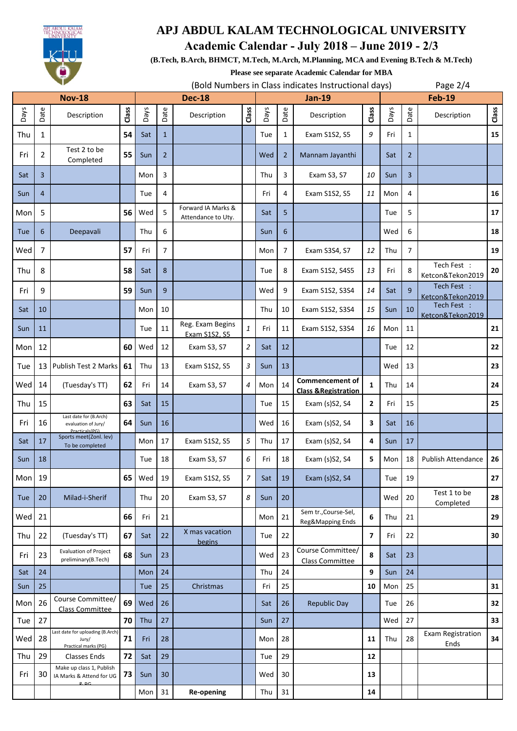# APJ ABDUL KALAM TECHNOLOGICAL UNIVERSITY

## Academic Calendar - July 2018 – June 2019 - 2/3

**(B.Tech, B.Arch, BHMCT, M.Tech, M.Arch, M.Planning, MCA and Evening B.Tech & M.Tech)**

**Please see separate Academic Calendar for MBA**

(Bold Numbers in Class indicates Instructional days)

| Nov-18 | | | | Dec-18 | | | | Jan-19 | | | | Feb-19 | | | |
|---|---|---|---|---|---|---|---|---|---|---|---|---|---|---|---|
| Days | Date | Description | Class | Days | Date | Description | Class | Days | Date | Description | Class | Days | Date | Description | Class |
| Thu | 1 | | **54** | Sat | 1 | | | Tue | 1 | Exam S1S2, S5 | *9* | Fri | 1 | | **15** |
| Fri | 2 | Test 2 to be Completed | **55** | Sun | 2 | | | Wed | 2 | Mannam Jayanthi | | Sat | 2 | | |
| Sat | 3 | | | Mon | 3 | | | Thu | 3 | Exam S3, S7 | *10* | Sun | 3 | | |
| Sun | 4 | | | Tue | 4 | | | Fri | 4 | Exam S1S2, S5 | *11* | Mon | 4 | | **16** |
| Mon | 5 | | **56** | Wed | 5 | Forward IA Marks & Attendance to Uty. | | Sat | 5 | | | Tue | 5 | | **17** |
| Tue | 6 | Deepavali | | Thu | 6 | | | Sun | 6 | | | Wed | 6 | | **18** |
| Wed | 7 | | **57** | Fri | 7 | | | Mon | 7 | Exam S3S4, S7 | *12* | Thu | 7 | | **19** |
| Thu | 8 | | **58** | Sat | 8 | | | Tue | 8 | Exam S1S2, S4S5 | *13* | Fri | 8 | Tech Fest : Ketcon&Tekon2019 | **20** |
| Fri | 9 | | **59** | Sun | 9 | | | Wed | 9 | Exam S1S2, S3S4 | *14* | Sat | 9 | Tech Fest : Ketcon&Tekon2019 | |
| Sat | 10 | | | Mon | 10 | | | Thu | 10 | Exam S1S2, S3S4 | *15* | Sun | 10 | Tech Fest : Ketcon&Tekon2019 | |
| Sun | 11 | | | Tue | 11 | Reg. Exam Begins Exam S1S2, S5 | *1* | Fri | 11 | Exam S1S2, S3S4 | *16* | Mon | 11 | | **21** |
| Mon | 12 | | **60** | Wed | 12 | Exam S3, S7 | *2* | Sat | 12 | | | Tue | 12 | | **22** |
| Tue | 13 | Publish Test 2 Marks | **61** | Thu | 13 | Exam S1S2, S5 | *3* | Sun | 13 | | | Wed | 13 | | **23** |
| Wed | 14 | (Tuesday's TT) | **62** | Fri | 14 | Exam S3, S7 | *4* | Mon | 14 | **Commencement of Class &Registration** | **1** | Thu | 14 | | **24** |
| Thu | 15 | | **63** | Sat | 15 | | | Tue | 15 | Exam (s)S2, S4 | **2** | Fri | 15 | | **25** |
| Fri | 16 | Last date for (B.Arch) evaluation of Jury/ Practicals(PG) | **64** | Sun | 16 | | | Wed | 16 | Exam (s)S2, S4 | **3** | Sat | 16 | | |
| Sat | 17 | Sports meet(Zonl. lev) To be completed | | Mon | 17 | Exam S1S2, S5 | *5* | Thu | 17 | Exam (s)S2, S4 | **4** | Sun | 17 | | |
| Sun | 18 | | | Tue | 18 | Exam S3, S7 | *6* | Fri | 18 | Exam (s)S2, S4 | **5** | Mon | 18 | Publish Attendance | **26** |
| Mon | 19 | | **65** | Wed | 19 | Exam S1S2, S5 | *7* | Sat | 19 | Exam (s)S2, S4 | | Tue | 19 | | **27** |
| Tue | 20 | Milad-i-Sherif | | Thu | 20 | Exam S3, S7 | *8* | Sun | 20 | | | Wed | 20 | Test 1 to be Completed | **28** |
| Wed | 21 | | **66** | Fri | 21 | | | Mon | 21 | Sem tr.,Course-Sel, Reg&Mapping Ends | **6** | Thu | 21 | | **29** |
| Thu | 22 | (Tuesday's TT) | **67** | Sat | 22 | X mas vacation begins | | Tue | 22 | | **7** | Fri | 22 | | **30** |
| Fri | 23 | Evaluation of Project preliminary(B.Tech) | **68** | Sun | 23 | | | Wed | 23 | Course Committee/ Class Committee | **8** | Sat | 23 | | |
| Sat | 24 | | | Mon | 24 | | | Thu | 24 | | **9** | Sun | 24 | | |
| Sun | 25 | | | Tue | 25 | Christmas | | Fri | 25 | | **10** | Mon | 25 | | **31** |
| Mon | 26 | Course Committee/ Class Committee | **69** | Wed | 26 | | | Sat | 26 | Republic Day | | Tue | 26 | | **32** |
| Tue | 27 | | **70** | Thu | 27 | | | Sun | 27 | | | Wed | 27 | | **33** |
| Wed | 28 | Last date for uploading (B.Arch) Jury/ Practical marks (PG) | **71** | Fri | 28 | | | Mon | 28 | | **11** | Thu | 28 | Exam Registration Ends | **34** |
| Thu | 29 | Classes Ends | **72** | Sat | 29 | | | Tue | 29 | | **12** | | | | |
| Fri | 30 | Make up class 1, Publish IA Marks & Attend for UG & PG | **73** | Sun | 30 | | | Wed | 30 | | **13** | | | | |
| | | | | Mon | 31 | **Re-opening** | | Thu | 31 | | **14** | | | | |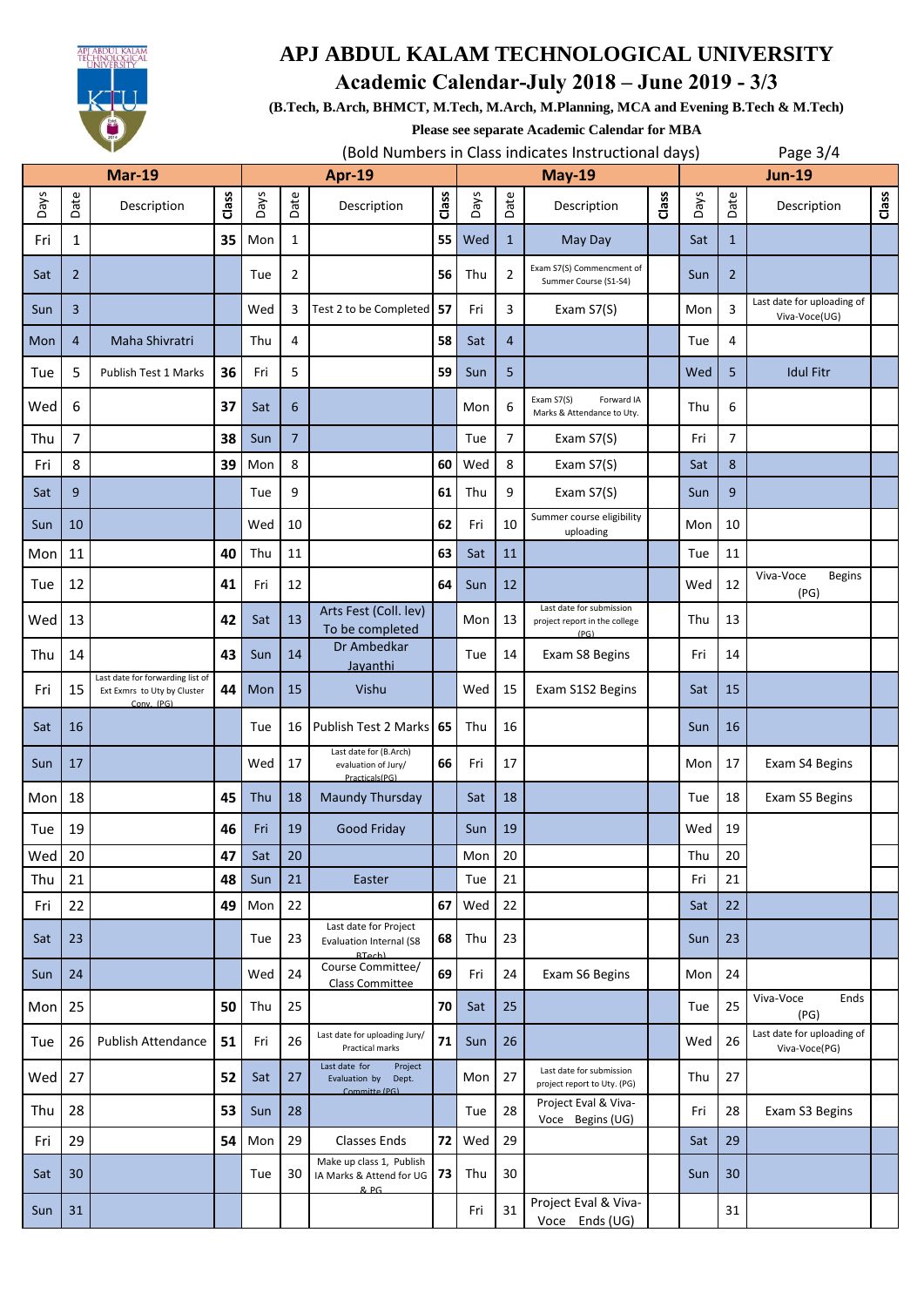# APJ ABDUL KALAM TECHNOLOGICAL UNIVERSITY

## Academic Calendar-July 2018 – June 2019 - 3/3

**(B.Tech, B.Arch, BHMCT, M.Tech, M.Arch, M.Planning, MCA and Evening B.Tech & M.Tech)**

**Please see separate Academic Calendar for MBA**

(Bold Numbers in Class indicates Instructional days)

| Mar-19 | | | | Apr-19 | | | | May-19 | | | | Jun-19 | | | |
|---|---|---|---|---|---|---|---|---|---|---|---|---|---|---|---|
| Days | Date | Description | Class | Days | Date | Description | Class | Days | Date | Description | Class | Days | Date | Description | Class |
| Fri | 1 | | **35** | Mon | 1 | | **55** | Wed | 1 | May Day | | Sat | 1 | | |
| Sat | 2 | | | Tue | 2 | | **56** | Thu | 2 | Exam S7(S) Commencment of Summer Course (S1-S4) | | Sun | 2 | | |
| Sun | 3 | | | Wed | 3 | Test 2 to be Completed | **57** | Fri | 3 | Exam S7(S) | | Mon | 3 | Last date for uploading of Viva-Voce(UG) | |
| Mon | 4 | Maha Shivratri | | Thu | 4 | | **58** | Sat | 4 | | | Tue | 4 | | |
| Tue | 5 | Publish Test 1 Marks | **36** | Fri | 5 | | **59** | Sun | 5 | | | Wed | 5 | Idul Fitr | |
| Wed | 6 | | **37** | Sat | 6 | | | Mon | 6 | Exam S7(S) Forward IA Marks & Attendance to Uty. | | Thu | 6 | | |
| Thu | 7 | | **38** | Sun | 7 | | | Tue | 7 | Exam S7(S) | | Fri | 7 | | |
| Fri | 8 | | **39** | Mon | 8 | | **60** | Wed | 8 | Exam S7(S) | | Sat | 8 | | |
| Sat | 9 | | | Tue | 9 | | **61** | Thu | 9 | Exam S7(S) | | Sun | 9 | | |
| Sun | 10 | | | Wed | 10 | | **62** | Fri | 10 | Summer course eligibility uploading | | Mon | 10 | | |
| Mon | 11 | | **40** | Thu | 11 | | **63** | Sat | 11 | | | Tue | 11 | | |
| Tue | 12 | | **41** | Fri | 12 | | **64** | Sun | 12 | | | Wed | 12 | Viva-Voce Begins (PG) | |
| Wed | 13 | | **42** | Sat | 13 | Arts Fest (Coll. lev) To be completed | | Mon | 13 | Last date for submission project report in the college (PG) | | Thu | 13 | | |
| Thu | 14 | | **43** | Sun | 14 | Dr Ambedkar Jayanthi | | Tue | 14 | Exam S8 Begins | | Fri | 14 | | |
| Fri | 15 | Last date for forwarding list of Ext Exmrs to Uty by Cluster Conv. (PG) | **44** | Mon | 15 | Vishu | | Wed | 15 | Exam S1S2 Begins | | Sat | 15 | | |
| Sat | 16 | | | Tue | 16 | Publish Test 2 Marks | **65** | Thu | 16 | | | Sun | 16 | | |
| Sun | 17 | | | Wed | 17 | Last date for (B.Arch) evaluation of Jury/ Practicals(PG) | **66** | Fri | 17 | | | Mon | 17 | Exam S4 Begins | |
| Mon | 18 | | **45** | Thu | 18 | Maundy Thursday | | Sat | 18 | | | Tue | 18 | Exam S5 Begins | |
| Tue | 19 | | **46** | Fri | 19 | Good Friday | | Sun | 19 | | | Wed | 19 | | |
| Wed | 20 | | **47** | Sat | 20 | | | Mon | 20 | | | Thu | 20 | | |
| Thu | 21 | | **48** | Sun | 21 | Easter | | Tue | 21 | | | Fri | 21 | | |
| Fri | 22 | | **49** | Mon | 22 | | **67** | Wed | 22 | | | Sat | 22 | | |
| Sat | 23 | | | Tue | 23 | Last date for Project Evaluation Internal (S8 BTech) | **68** | Thu | 23 | | | Sun | 23 | | |
| Sun | 24 | | | Wed | 24 | Course Committee/ Class Committee | **69** | Fri | 24 | Exam S6 Begins | | Mon | 24 | | |
| Mon | 25 | | **50** | Thu | 25 | | **70** | Sat | 25 | | | Tue | 25 | Viva-Voce Ends (PG) | |
| Tue | 26 | Publish Attendance | **51** | Fri | 26 | Last date for uploading Jury/ Practical marks | **71** | Sun | 26 | | | Wed | 26 | Last date for uploading of Viva-Voce(PG) | |
| Wed | 27 | | **52** | Sat | 27 | Last date for Project Evaluation by Dept. Committe (PG) | | Mon | 27 | Last date for submission project report to Uty. (PG) | | Thu | 27 | | |
| Thu | 28 | | **53** | Sun | 28 | | | Tue | 28 | Project Eval & Viva-Voce Begins (UG) | | Fri | 28 | Exam S3 Begins | |
| Fri | 29 | | **54** | Mon | 29 | Classes Ends | **72** | Wed | 29 | | | Sat | 29 | | |
| Sat | 30 | | | Tue | 30 | Make up class 1, Publish IA Marks & Attend for UG & PG | **73** | Thu | 30 | | | Sun | 30 | | |
| Sun | 31 | | | | | | | Fri | 31 | Project Eval & Viva-Voce Ends (UG) | | | 31 | | |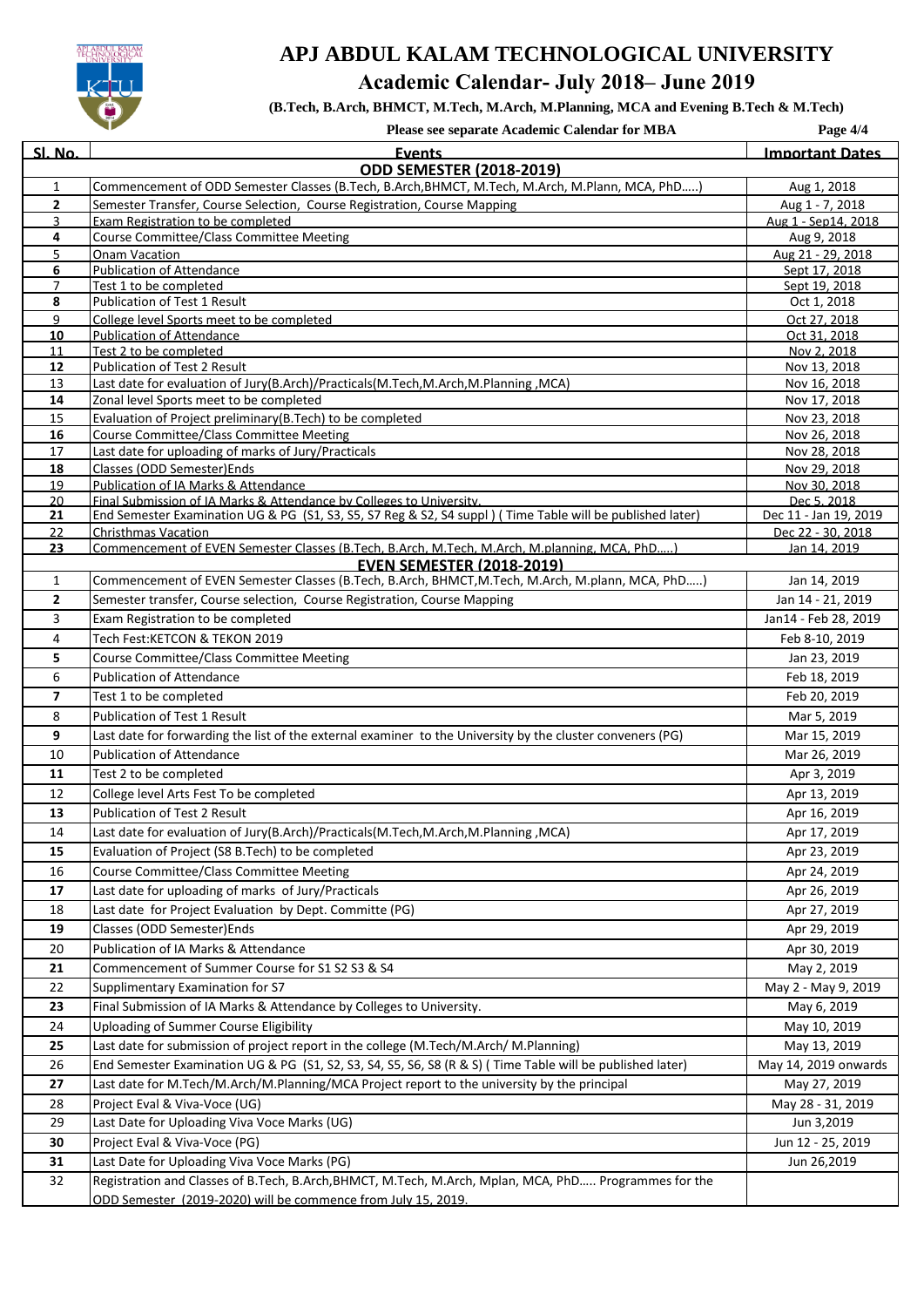# APJ ABDUL KALAM TECHNOLOGICAL UNIVERSITY

## Academic Calendar- July 2018– June 2019

**(B.Tech, B.Arch, BHMCT, M.Tech, M.Arch, M.Planning, MCA and Evening B.Tech & M.Tech)**

**Please see separate Academic Calendar for MBA**

| Sl. No. | Events | Important Dates |
|---|---|---|
| | **ODD SEMESTER (2018-2019)** | |
| 1 | Commencement of ODD Semester Classes (B.Tech, B.Arch,BHMCT, M.Tech, M.Arch, M.Plann, MCA, PhD.....) | Aug 1, 2018 |
| 2 | Semester Transfer, Course Selection, Course Registration, Course Mapping | Aug 1 - 7, 2018 |
| 3 | Exam Registration to be completed | Aug 1 - Sep14, 2018 |
| 4 | Course Committee/Class Committee Meeting | Aug 9, 2018 |
| 5 | Onam Vacation | Aug 21 - 29, 2018 |
| 6 | Publication of Attendance | Sept 17, 2018 |
| 7 | Test 1 to be completed | Sept 19, 2018 |
| 8 | Publication of Test 1 Result | Oct 1, 2018 |
| 9 | College level Sports meet to be completed | Oct 27, 2018 |
| 10 | Publication of Attendance | Oct 31, 2018 |
| 11 | Test 2 to be completed | Nov 2, 2018 |
| 12 | Publication of Test 2 Result | Nov 13, 2018 |
| 13 | Last date for evaluation of Jury(B.Arch)/Practicals(M.Tech,M.Arch,M.Planning ,MCA) | Nov 16, 2018 |
| 14 | Zonal level Sports meet to be completed | Nov 17, 2018 |
| 15 | Evaluation of Project preliminary(B.Tech) to be completed | Nov 23, 2018 |
| 16 | Course Committee/Class Committee Meeting | Nov 26, 2018 |
| 17 | Last date for uploading of marks of Jury/Practicals | Nov 28, 2018 |
| 18 | Classes (ODD Semester)Ends | Nov 29, 2018 |
| 19 | Publication of IA Marks & Attendance | Nov 30, 2018 |
| 20 | Final Submission of IA Marks & Attendance by Colleges to University. | Dec 5, 2018 |
| 21 | End Semester Examination UG & PG (S1, S3, S5, S7 Reg & S2, S4 suppl ) ( Time Table will be published later) | Dec 11 - Jan 19, 2019 |
| 22 | Christhmas Vacation | Dec 22 - 30, 2018 |
| 23 | Commencement of EVEN Semester Classes (B.Tech, B.Arch, M.Tech, M.Arch, M.planning, MCA, PhD.....) | Jan 14, 2019 |
| | **EVEN SEMESTER (2018-2019)** | |
| 1 | Commencement of EVEN Semester Classes (B.Tech, B.Arch, BHMCT,M.Tech, M.Arch, M.plann, MCA, PhD.....) | Jan 14, 2019 |
| 2 | Semester transfer, Course selection, Course Registration, Course Mapping | Jan 14 - 21, 2019 |
| 3 | Exam Registration to be completed | Jan14 - Feb 28, 2019 |
| 4 | Tech Fest:KETCON & TEKON 2019 | Feb 8-10, 2019 |
| 5 | Course Committee/Class Committee Meeting | Jan 23, 2019 |
| 6 | Publication of Attendance | Feb 18, 2019 |
| 7 | Test 1 to be completed | Feb 20, 2019 |
| 8 | Publication of Test 1 Result | Mar 5, 2019 |
| 9 | Last date for forwarding the list of the external examiner to the University by the cluster conveners (PG) | Mar 15, 2019 |
| 10 | Publication of Attendance | Mar 26, 2019 |
| 11 | Test 2 to be completed | Apr 3, 2019 |
| 12 | College level Arts Fest To be completed | Apr 13, 2019 |
| 13 | Publication of Test 2 Result | Apr 16, 2019 |
| 14 | Last date for evaluation of Jury(B.Arch)/Practicals(M.Tech,M.Arch,M.Planning ,MCA) | Apr 17, 2019 |
| 15 | Evaluation of Project (S8 B.Tech) to be completed | Apr 23, 2019 |
| 16 | Course Committee/Class Committee Meeting | Apr 24, 2019 |
| 17 | Last date for uploading of marks of Jury/Practicals | Apr 26, 2019 |
| 18 | Last date for Project Evaluation by Dept. Committe (PG) | Apr 27, 2019 |
| 19 | Classes (ODD Semester)Ends | Apr 29, 2019 |
| 20 | Publication of IA Marks & Attendance | Apr 30, 2019 |
| 21 | Commencement of Summer Course for S1 S2 S3 & S4 | May 2, 2019 |
| 22 | Supplimentary Examination for S7 | May 2 - May 9, 2019 |
| 23 | Final Submission of IA Marks & Attendance by Colleges to University. | May 6, 2019 |
| 24 | Uploading of Summer Course Eligibility | May 10, 2019 |
| 25 | Last date for submission of project report in the college (M.Tech/M.Arch/ M.Planning) | May 13, 2019 |
| 26 | End Semester Examination UG & PG (S1, S2, S3, S4, S5, S6, S8 (R & S) ( Time Table will be published later) | May 14, 2019 onwards |
| 27 | Last date for M.Tech/M.Arch/M.Planning/MCA Project report to the university by the principal | May 27, 2019 |
| 28 | Project Eval & Viva-Voce (UG) | May 28 - 31, 2019 |
| 29 | Last Date for Uploading Viva Voce Marks (UG) | Jun 3,2019 |
| 30 | Project Eval & Viva-Voce (PG) | Jun 12 - 25, 2019 |
| 31 | Last Date for Uploading Viva Voce Marks (PG) | Jun 26,2019 |
| 32 | Registration and Classes of B.Tech, B.Arch,BHMCT, M.Tech, M.Arch, Mplan, MCA, PhD..... Programmes for the ODD Semester (2019-2020) will be commence from July 15, 2019. | |